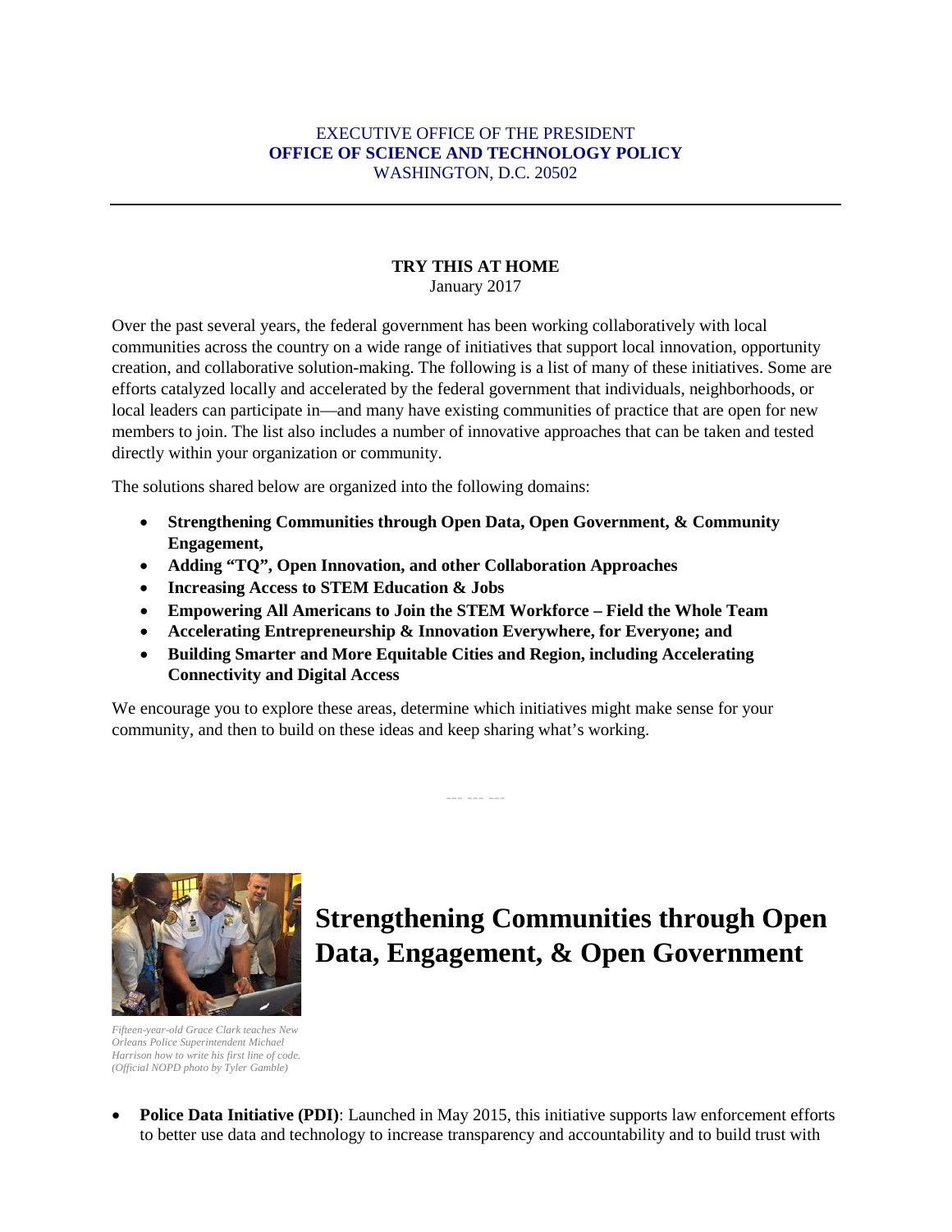EXECUTIVE OFFICE OF THE PRESIDENT
**OFFICE OF SCIENCE AND TECHNOLOGY POLICY**
WASHINGTON, D.C. 20502

---

**TRY THIS AT HOME**
January 2017

Over the past several years, the federal government has been working collaboratively with local communities across the country on a wide range of initiatives that support local innovation, opportunity creation, and collaborative solution-making. The following is a list of many of these initiatives. Some are efforts catalyzed locally and accelerated by the federal government that individuals, neighborhoods, or local leaders can participate in—and many have existing communities of practice that are open for new members to join. The list also includes a number of innovative approaches that can be taken and tested directly within your organization or community.

The solutions shared below are organized into the following domains:

- **Strengthening Communities through Open Data, Open Government, & Community Engagement,**
- **Adding "TQ", Open Innovation, and other Collaboration Approaches**
- **Increasing Access to STEM Education & Jobs**
- **Empowering All Americans to Join the STEM Workforce – Field the Whole Team**
- **Accelerating Entrepreneurship & Innovation Everywhere, for Everyone; and**
- **Building Smarter and More Equitable Cities and Region, including Accelerating Connectivity and Digital Access**

We encourage you to explore these areas, determine which initiatives might make sense for your community, and then to build on these ideas and keep sharing what's working.

--- --- ---

*Fifteen-year-old Grace Clark teaches New Orleans Police Superintendent Michael Harrison how to write his first line of code. (Official NOPD photo by Tyler Gamble)*

# Strengthening Communities through Open Data, Engagement, & Open Government

- **Police Data Initiative (PDI)**: Launched in May 2015, this initiative supports law enforcement efforts to better use data and technology to increase transparency and accountability and to build trust with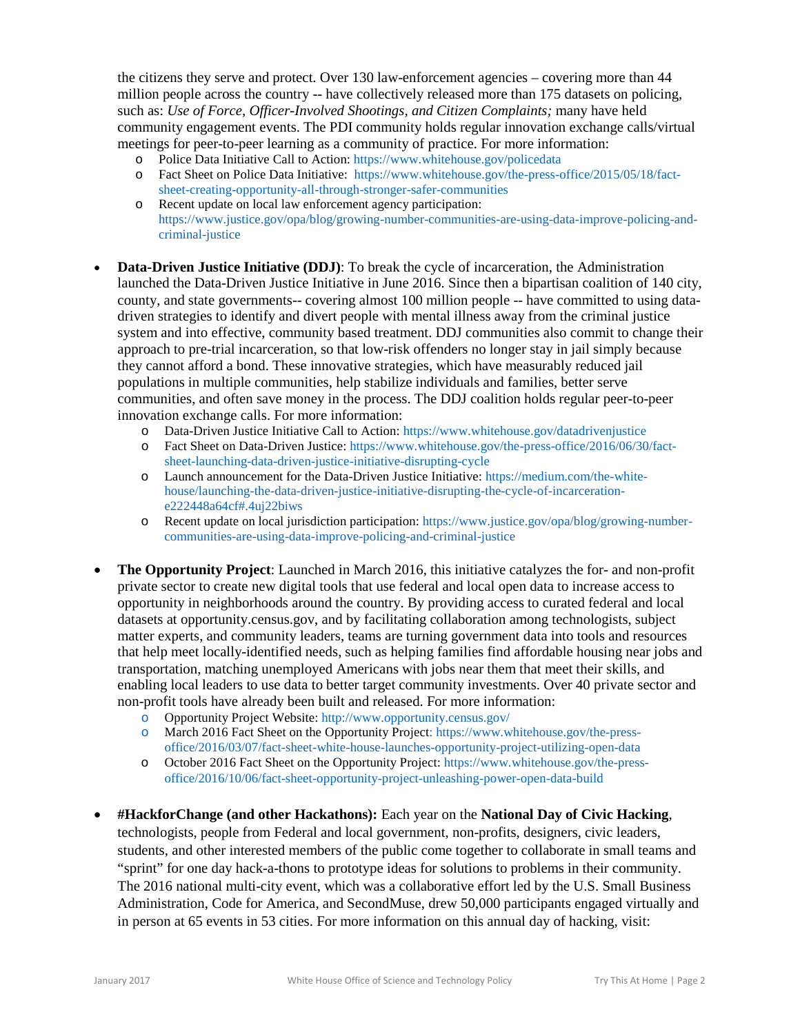the citizens they serve and protect. Over 130 law-enforcement agencies – covering more than 44 million people across the country -- have collectively released more than 175 datasets on policing, such as: *Use of Force, Officer-Involved Shootings, and Citizen Complaints;* many have held community engagement events. The PDI community holds regular innovation exchange calls/virtual meetings for peer-to-peer learning as a community of practice. For more information:

- Police Data Initiative Call to Action: https://www.whitehouse.gov/policedata
- Fact Sheet on Police Data Initiative: https://www.whitehouse.gov/the-press-office/2015/05/18/fact-sheet-creating-opportunity-all-through-stronger-safer-communities
- Recent update on local law enforcement agency participation: https://www.justice.gov/opa/blog/growing-number-communities-are-using-data-improve-policing-and-criminal-justice

- **Data-Driven Justice Initiative (DDJ)**: To break the cycle of incarceration, the Administration launched the Data-Driven Justice Initiative in June 2016. Since then a bipartisan coalition of 140 city, county, and state governments-- covering almost 100 million people -- have committed to using data-driven strategies to identify and divert people with mental illness away from the criminal justice system and into effective, community based treatment. DDJ communities also commit to change their approach to pre-trial incarceration, so that low-risk offenders no longer stay in jail simply because they cannot afford a bond. These innovative strategies, which have measurably reduced jail populations in multiple communities, help stabilize individuals and families, better serve communities, and often save money in the process. The DDJ coalition holds regular peer-to-peer innovation exchange calls. For more information:
  - Data-Driven Justice Initiative Call to Action: https://www.whitehouse.gov/datadrivenjustice
  - Fact Sheet on Data-Driven Justice: https://www.whitehouse.gov/the-press-office/2016/06/30/fact-sheet-launching-data-driven-justice-initiative-disrupting-cycle
  - Launch announcement for the Data-Driven Justice Initiative: https://medium.com/the-white-house/launching-the-data-driven-justice-initiative-disrupting-the-cycle-of-incarceration-e222448a64cf#.4uj22biws
  - Recent update on local jurisdiction participation: https://www.justice.gov/opa/blog/growing-number-communities-are-using-data-improve-policing-and-criminal-justice

- **The Opportunity Project**: Launched in March 2016, this initiative catalyzes the for- and non-profit private sector to create new digital tools that use federal and local open data to increase access to opportunity in neighborhoods around the country. By providing access to curated federal and local datasets at opportunity.census.gov, and by facilitating collaboration among technologists, subject matter experts, and community leaders, teams are turning government data into tools and resources that help meet locally-identified needs, such as helping families find affordable housing near jobs and transportation, matching unemployed Americans with jobs near them that meet their skills, and enabling local leaders to use data to better target community investments. Over 40 private sector and non-profit tools have already been built and released. For more information:
  - Opportunity Project Website: http://www.opportunity.census.gov/
  - March 2016 Fact Sheet on the Opportunity Project: https://www.whitehouse.gov/the-press-office/2016/03/07/fact-sheet-white-house-launches-opportunity-project-utilizing-open-data
  - October 2016 Fact Sheet on the Opportunity Project: https://www.whitehouse.gov/the-press-office/2016/10/06/fact-sheet-opportunity-project-unleashing-power-open-data-build

- **#HackforChange (and other Hackathons):** Each year on the **National Day of Civic Hacking**, technologists, people from Federal and local government, non-profits, designers, civic leaders, students, and other interested members of the public come together to collaborate in small teams and "sprint" for one day hack-a-thons to prototype ideas for solutions to problems in their community. The 2016 national multi-city event, which was a collaborative effort led by the U.S. Small Business Administration, Code for America, and SecondMuse, drew 50,000 participants engaged virtually and in person at 65 events in 53 cities. For more information on this annual day of hacking, visit: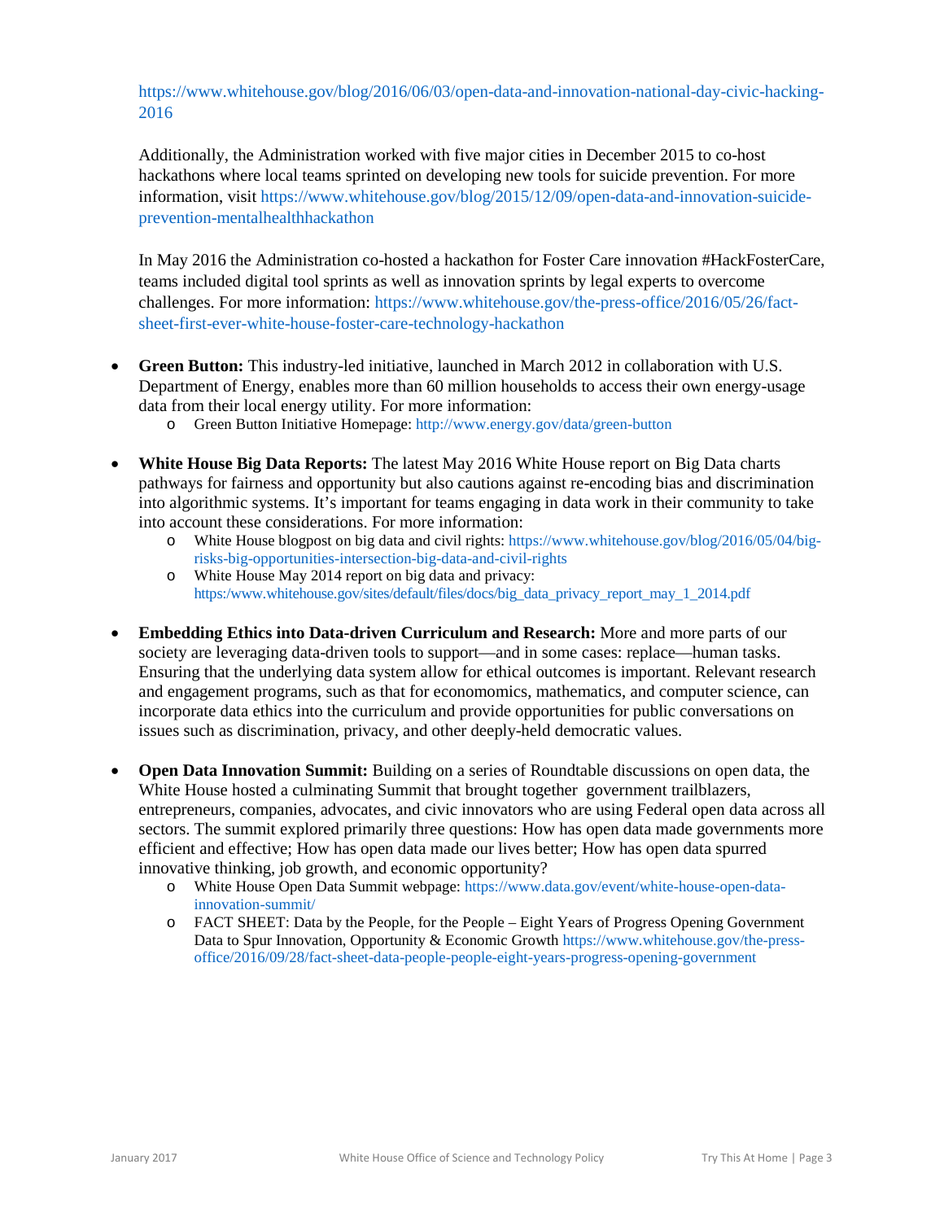https://www.whitehouse.gov/blog/2016/06/03/open-data-and-innovation-national-day-civic-hacking-2016

Additionally, the Administration worked with five major cities in December 2015 to co-host hackathons where local teams sprinted on developing new tools for suicide prevention. For more information, visit https://www.whitehouse.gov/blog/2015/12/09/open-data-and-innovation-suicide-prevention-mentalhealthhackathon

In May 2016 the Administration co-hosted a hackathon for Foster Care innovation #HackFosterCare, teams included digital tool sprints as well as innovation sprints by legal experts to overcome challenges. For more information: https://www.whitehouse.gov/the-press-office/2016/05/26/fact-sheet-first-ever-white-house-foster-care-technology-hackathon

- **Green Button:** This industry-led initiative, launched in March 2012 in collaboration with U.S. Department of Energy, enables more than 60 million households to access their own energy-usage data from their local energy utility. For more information:
  - Green Button Initiative Homepage: http://www.energy.gov/data/green-button

- **White House Big Data Reports:** The latest May 2016 White House report on Big Data charts pathways for fairness and opportunity but also cautions against re-encoding bias and discrimination into algorithmic systems. It's important for teams engaging in data work in their community to take into account these considerations. For more information:
  - White House blogpost on big data and civil rights: https://www.whitehouse.gov/blog/2016/05/04/big-risks-big-opportunities-intersection-big-data-and-civil-rights
  - White House May 2014 report on big data and privacy: https:/www.whitehouse.gov/sites/default/files/docs/big_data_privacy_report_may_1_2014.pdf

- **Embedding Ethics into Data-driven Curriculum and Research:** More and more parts of our society are leveraging data-driven tools to support—and in some cases: replace—human tasks. Ensuring that the underlying data system allow for ethical outcomes is important. Relevant research and engagement programs, such as that for economomics, mathematics, and computer science, can incorporate data ethics into the curriculum and provide opportunities for public conversations on issues such as discrimination, privacy, and other deeply-held democratic values.

- **Open Data Innovation Summit:** Building on a series of Roundtable discussions on open data, the White House hosted a culminating Summit that brought together government trailblazers, entrepreneurs, companies, advocates, and civic innovators who are using Federal open data across all sectors. The summit explored primarily three questions: How has open data made governments more efficient and effective; How has open data made our lives better; How has open data spurred innovative thinking, job growth, and economic opportunity?
  - White House Open Data Summit webpage: https://www.data.gov/event/white-house-open-data-innovation-summit/
  - FACT SHEET: Data by the People, for the People – Eight Years of Progress Opening Government Data to Spur Innovation, Opportunity & Economic Growth https://www.whitehouse.gov/the-press-office/2016/09/28/fact-sheet-data-people-people-eight-years-progress-opening-government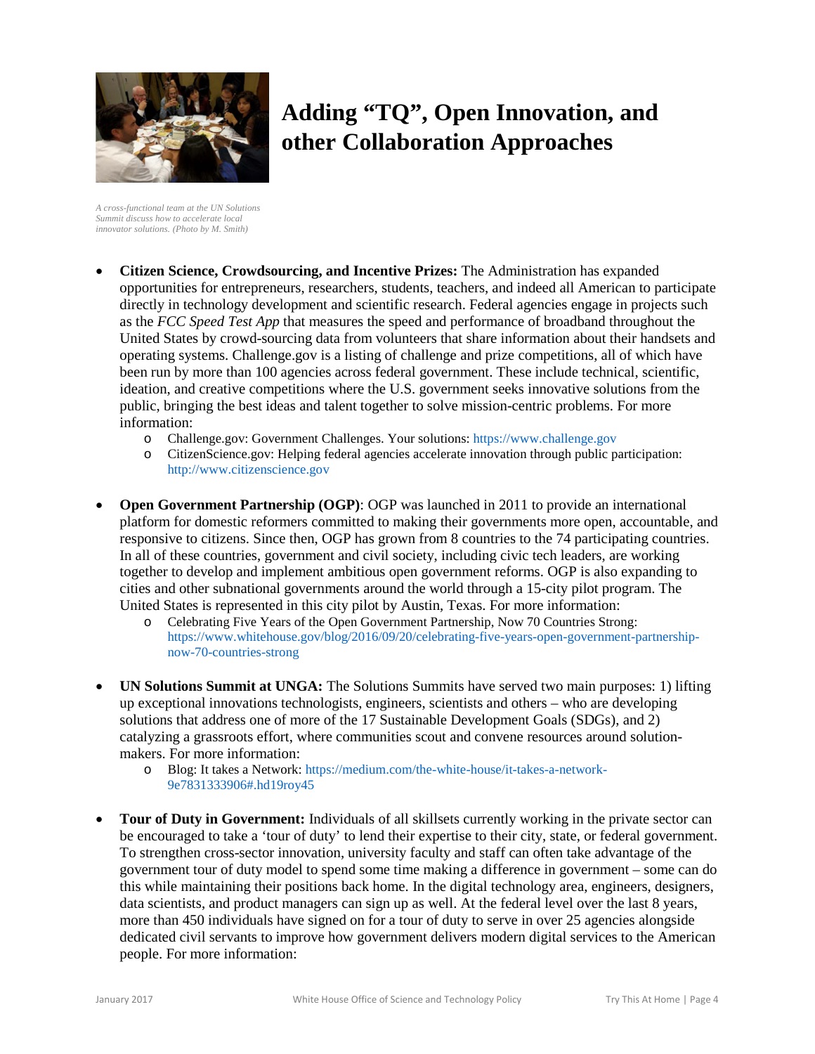# Adding "TQ", Open Innovation, and other Collaboration Approaches

*A cross-functional team at the UN Solutions Summit discuss how to accelerate local innovator solutions. (Photo by M. Smith)*

- **Citizen Science, Crowdsourcing, and Incentive Prizes:** The Administration has expanded opportunities for entrepreneurs, researchers, students, teachers, and indeed all American to participate directly in technology development and scientific research. Federal agencies engage in projects such as the *FCC Speed Test App* that measures the speed and performance of broadband throughout the United States by crowd-sourcing data from volunteers that share information about their handsets and operating systems. Challenge.gov is a listing of challenge and prize competitions, all of which have been run by more than 100 agencies across federal government. These include technical, scientific, ideation, and creative competitions where the U.S. government seeks innovative solutions from the public, bringing the best ideas and talent together to solve mission-centric problems. For more information:
  - Challenge.gov: Government Challenges. Your solutions: https://www.challenge.gov
  - CitizenScience.gov: Helping federal agencies accelerate innovation through public participation: http://www.citizenscience.gov

- **Open Government Partnership (OGP)**: OGP was launched in 2011 to provide an international platform for domestic reformers committed to making their governments more open, accountable, and responsive to citizens. Since then, OGP has grown from 8 countries to the 74 participating countries. In all of these countries, government and civil society, including civic tech leaders, are working together to develop and implement ambitious open government reforms. OGP is also expanding to cities and other subnational governments around the world through a 15-city pilot program. The United States is represented in this city pilot by Austin, Texas. For more information:
  - Celebrating Five Years of the Open Government Partnership, Now 70 Countries Strong: https://www.whitehouse.gov/blog/2016/09/20/celebrating-five-years-open-government-partnership-now-70-countries-strong

- **UN Solutions Summit at UNGA:** The Solutions Summits have served two main purposes: 1) lifting up exceptional innovations technologists, engineers, scientists and others – who are developing solutions that address one of more of the 17 Sustainable Development Goals (SDGs), and 2) catalyzing a grassroots effort, where communities scout and convene resources around solution-makers. For more information:
  - Blog: It takes a Network: https://medium.com/the-white-house/it-takes-a-network-9e7831333906#.hd19roy45

- **Tour of Duty in Government:** Individuals of all skillsets currently working in the private sector can be encouraged to take a 'tour of duty' to lend their expertise to their city, state, or federal government. To strengthen cross-sector innovation, university faculty and staff can often take advantage of the government tour of duty model to spend some time making a difference in government – some can do this while maintaining their positions back home. In the digital technology area, engineers, designers, data scientists, and product managers can sign up as well. At the federal level over the last 8 years, more than 450 individuals have signed on for a tour of duty to serve in over 25 agencies alongside dedicated civil servants to improve how government delivers modern digital services to the American people. For more information: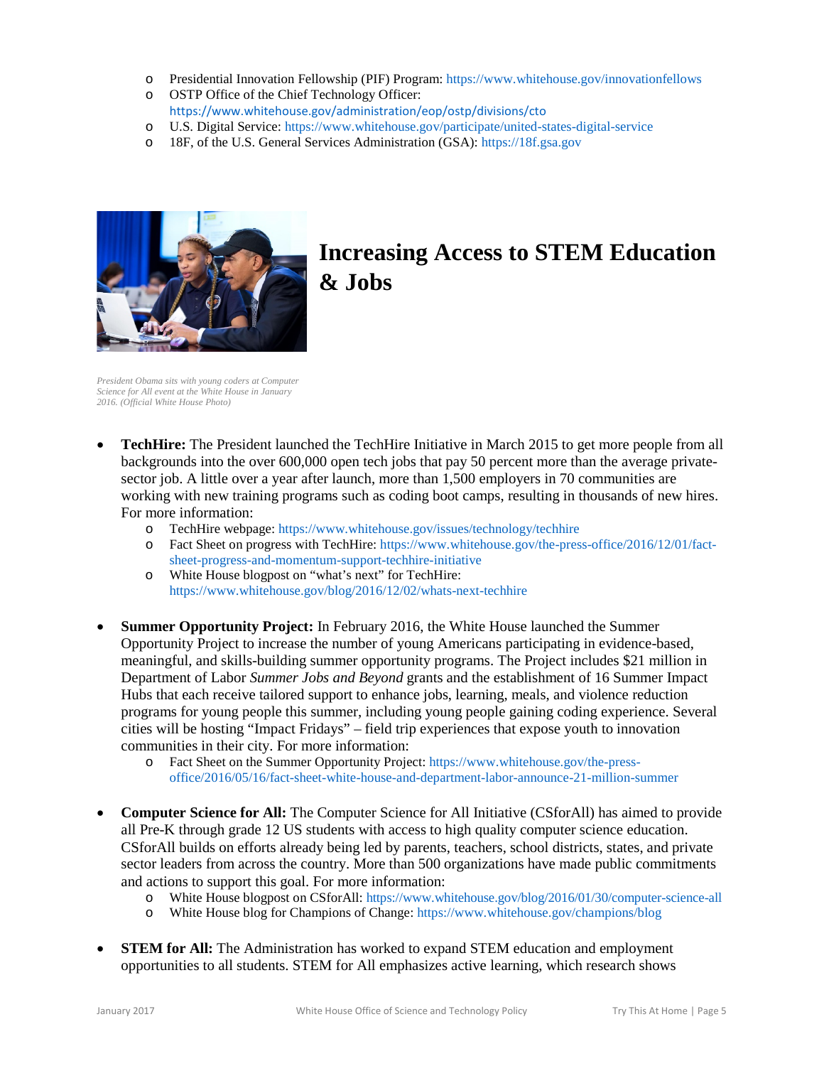- Presidential Innovation Fellowship (PIF) Program: https://www.whitehouse.gov/innovationfellows
  - OSTP Office of the Chief Technology Officer: https://www.whitehouse.gov/administration/eop/ostp/divisions/cto
  - U.S. Digital Service: https://www.whitehouse.gov/participate/united-states-digital-service
  - 18F, of the U.S. General Services Administration (GSA): https://18f.gsa.gov

# Increasing Access to STEM Education & Jobs

*President Obama sits with young coders at Computer Science for All event at the White House in January 2016. (Official White House Photo)*

- **TechHire:** The President launched the TechHire Initiative in March 2015 to get more people from all backgrounds into the over 600,000 open tech jobs that pay 50 percent more than the average private-sector job. A little over a year after launch, more than 1,500 employers in 70 communities are working with new training programs such as coding boot camps, resulting in thousands of new hires. For more information:
  - TechHire webpage: https://www.whitehouse.gov/issues/technology/techhire
  - Fact Sheet on progress with TechHire: https://www.whitehouse.gov/the-press-office/2016/12/01/fact-sheet-progress-and-momentum-support-techhire-initiative
  - White House blogpost on "what's next" for TechHire: https://www.whitehouse.gov/blog/2016/12/02/whats-next-techhire

- **Summer Opportunity Project:** In February 2016, the White House launched the Summer Opportunity Project to increase the number of young Americans participating in evidence-based, meaningful, and skills-building summer opportunity programs. The Project includes $21 million in Department of Labor *Summer Jobs and Beyond* grants and the establishment of 16 Summer Impact Hubs that each receive tailored support to enhance jobs, learning, meals, and violence reduction programs for young people this summer, including young people gaining coding experience. Several cities will be hosting "Impact Fridays" – field trip experiences that expose youth to innovation communities in their city. For more information:
  - Fact Sheet on the Summer Opportunity Project: https://www.whitehouse.gov/the-press-office/2016/05/16/fact-sheet-white-house-and-department-labor-announce-21-million-summer

- **Computer Science for All:** The Computer Science for All Initiative (CSforAll) has aimed to provide all Pre-K through grade 12 US students with access to high quality computer science education. CSforAll builds on efforts already being led by parents, teachers, school districts, states, and private sector leaders from across the country. More than 500 organizations have made public commitments and actions to support this goal. For more information:
  - White House blogpost on CSforAll: https://www.whitehouse.gov/blog/2016/01/30/computer-science-all
  - White House blog for Champions of Change: https://www.whitehouse.gov/champions/blog

- **STEM for All:** The Administration has worked to expand STEM education and employment opportunities to all students. STEM for All emphasizes active learning, which research shows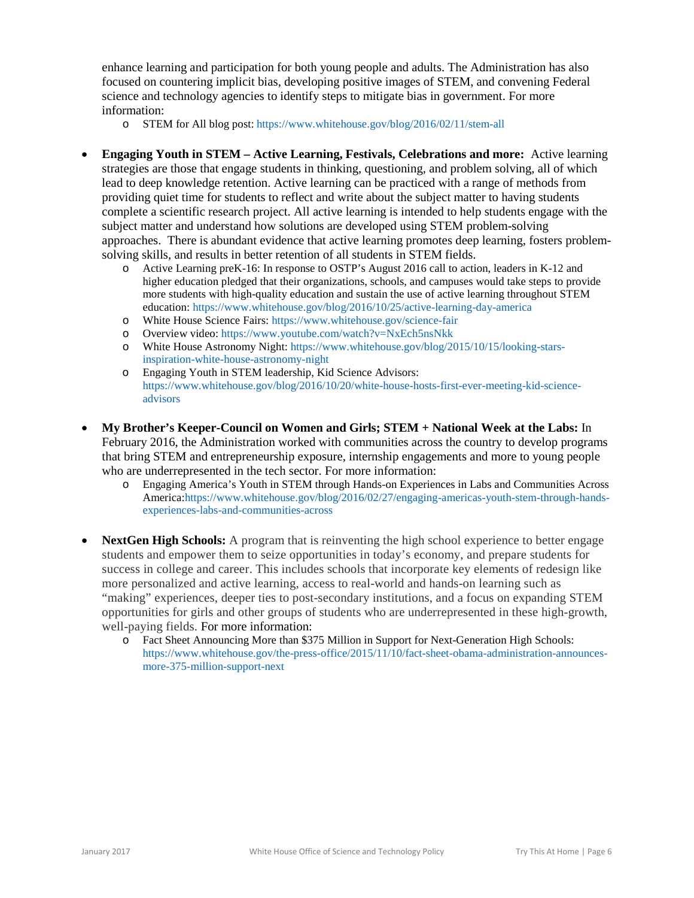enhance learning and participation for both young people and adults. The Administration has also focused on countering implicit bias, developing positive images of STEM, and convening Federal science and technology agencies to identify steps to mitigate bias in government. For more information:

  - STEM for All blog post: https://www.whitehouse.gov/blog/2016/02/11/stem-all

- **Engaging Youth in STEM – Active Learning, Festivals, Celebrations and more:** Active learning strategies are those that engage students in thinking, questioning, and problem solving, all of which lead to deep knowledge retention. Active learning can be practiced with a range of methods from providing quiet time for students to reflect and write about the subject matter to having students complete a scientific research project. All active learning is intended to help students engage with the subject matter and understand how solutions are developed using STEM problem-solving approaches. There is abundant evidence that active learning promotes deep learning, fosters problem-solving skills, and results in better retention of all students in STEM fields.
  - Active Learning preK-16: In response to OSTP's August 2016 call to action, leaders in K-12 and higher education pledged that their organizations, schools, and campuses would take steps to provide more students with high-quality education and sustain the use of active learning throughout STEM education: https://www.whitehouse.gov/blog/2016/10/25/active-learning-day-america
  - White House Science Fairs: https://www.whitehouse.gov/science-fair
  - Overview video: https://www.youtube.com/watch?v=NxEch5nsNkk
  - White House Astronomy Night: https://www.whitehouse.gov/blog/2015/10/15/looking-stars-inspiration-white-house-astronomy-night
  - Engaging Youth in STEM leadership, Kid Science Advisors: https://www.whitehouse.gov/blog/2016/10/20/white-house-hosts-first-ever-meeting-kid-science-advisors

- **My Brother's Keeper-Council on Women and Girls; STEM + National Week at the Labs:** In February 2016, the Administration worked with communities across the country to develop programs that bring STEM and entrepreneurship exposure, internship engagements and more to young people who are underrepresented in the tech sector. For more information:
  - Engaging America's Youth in STEM through Hands-on Experiences in Labs and Communities Across America:https://www.whitehouse.gov/blog/2016/02/27/engaging-americas-youth-stem-through-hands-experiences-labs-and-communities-across

- **NextGen High Schools:** A program that is reinventing the high school experience to better engage students and empower them to seize opportunities in today's economy, and prepare students for success in college and career. This includes schools that incorporate key elements of redesign like more personalized and active learning, access to real-world and hands-on learning such as "making" experiences, deeper ties to post-secondary institutions, and a focus on expanding STEM opportunities for girls and other groups of students who are underrepresented in these high-growth, well-paying fields. For more information:
  - Fact Sheet Announcing More than $375 Million in Support for Next-Generation High Schools: https://www.whitehouse.gov/the-press-office/2015/11/10/fact-sheet-obama-administration-announces-more-375-million-support-next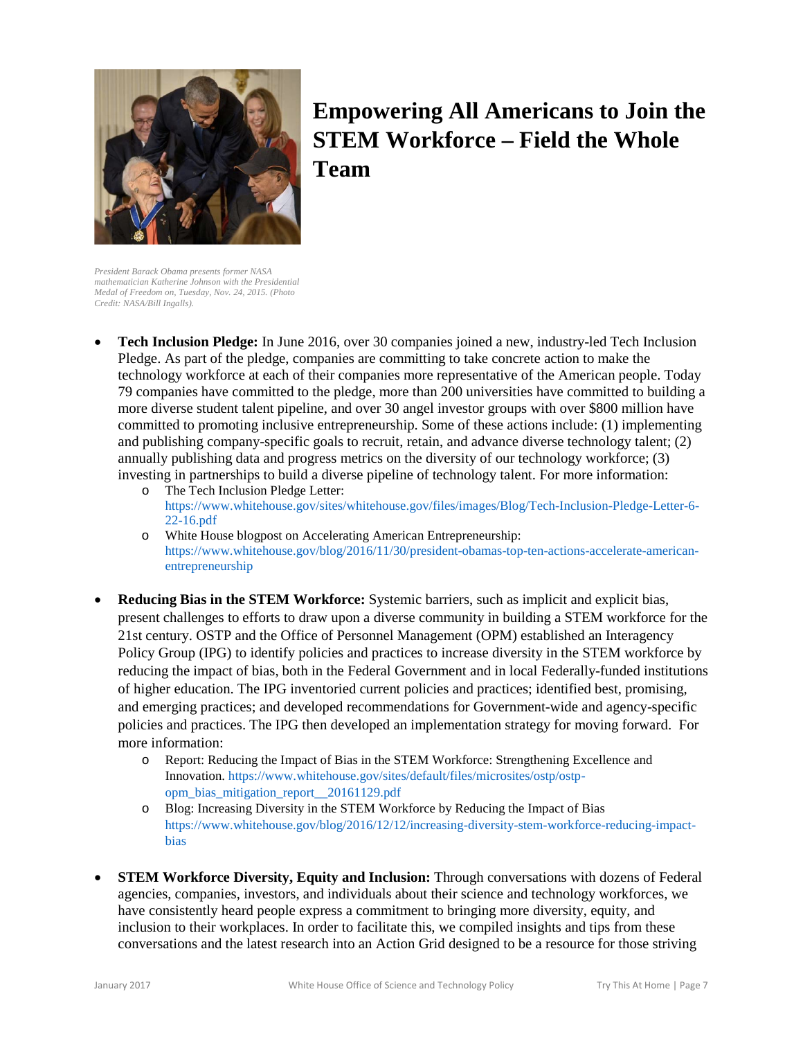# Empowering All Americans to Join the STEM Workforce – Field the Whole Team

*President Barack Obama presents former NASA mathematician Katherine Johnson with the Presidential Medal of Freedom on, Tuesday, Nov. 24, 2015. (Photo Credit: NASA/Bill Ingalls).*

- **Tech Inclusion Pledge:** In June 2016, over 30 companies joined a new, industry-led Tech Inclusion Pledge. As part of the pledge, companies are committing to take concrete action to make the technology workforce at each of their companies more representative of the American people. Today 79 companies have committed to the pledge, more than 200 universities have committed to building a more diverse student talent pipeline, and over 30 angel investor groups with over $800 million have committed to promoting inclusive entrepreneurship. Some of these actions include: (1) implementing and publishing company-specific goals to recruit, retain, and advance diverse technology talent; (2) annually publishing data and progress metrics on the diversity of our technology workforce; (3) investing in partnerships to build a diverse pipeline of technology talent. For more information:
  - The Tech Inclusion Pledge Letter: https://www.whitehouse.gov/sites/whitehouse.gov/files/images/Blog/Tech-Inclusion-Pledge-Letter-6-22-16.pdf
  - White House blogpost on Accelerating American Entrepreneurship: https://www.whitehouse.gov/blog/2016/11/30/president-obamas-top-ten-actions-accelerate-american-entrepreneurship

- **Reducing Bias in the STEM Workforce:** Systemic barriers, such as implicit and explicit bias, present challenges to efforts to draw upon a diverse community in building a STEM workforce for the 21st century. OSTP and the Office of Personnel Management (OPM) established an Interagency Policy Group (IPG) to identify policies and practices to increase diversity in the STEM workforce by reducing the impact of bias, both in the Federal Government and in local Federally-funded institutions of higher education. The IPG inventoried current policies and practices; identified best, promising, and emerging practices; and developed recommendations for Government-wide and agency-specific policies and practices. The IPG then developed an implementation strategy for moving forward. For more information:
  - Report: Reducing the Impact of Bias in the STEM Workforce: Strengthening Excellence and Innovation. https://www.whitehouse.gov/sites/default/files/microsites/ostp/ostp-opm_bias_mitigation_report__20161129.pdf
  - Blog: Increasing Diversity in the STEM Workforce by Reducing the Impact of Bias https://www.whitehouse.gov/blog/2016/12/12/increasing-diversity-stem-workforce-reducing-impact-bias

- **STEM Workforce Diversity, Equity and Inclusion:** Through conversations with dozens of Federal agencies, companies, investors, and individuals about their science and technology workforces, we have consistently heard people express a commitment to bringing more diversity, equity, and inclusion to their workplaces. In order to facilitate this, we compiled insights and tips from these conversations and the latest research into an Action Grid designed to be a resource for those striving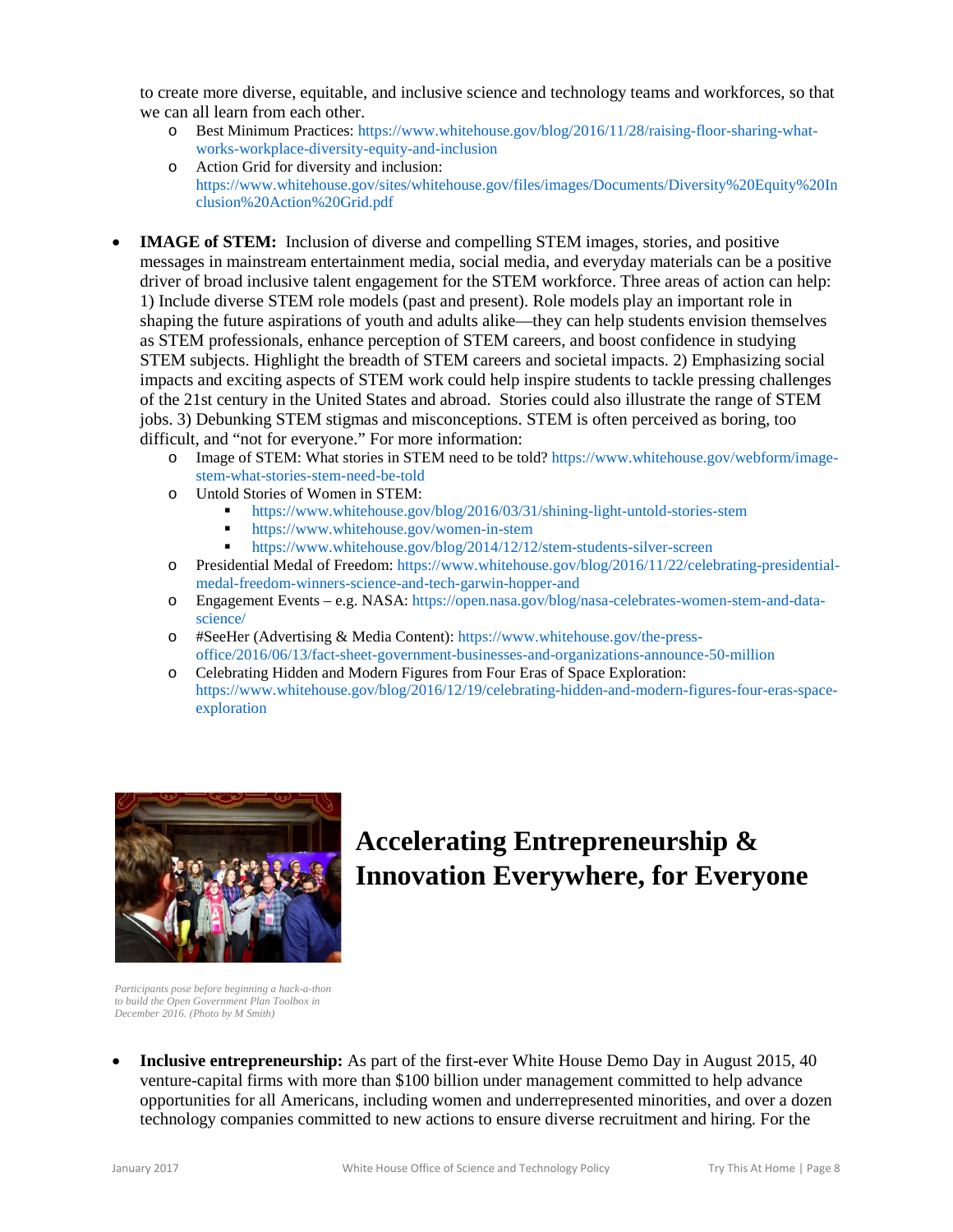to create more diverse, equitable, and inclusive science and technology teams and workforces, so that we can all learn from each other.

- Best Minimum Practices: https://www.whitehouse.gov/blog/2016/11/28/raising-floor-sharing-what-works-workplace-diversity-equity-and-inclusion
- Action Grid for diversity and inclusion: https://www.whitehouse.gov/sites/whitehouse.gov/files/images/Documents/Diversity%20Equity%20Inclusion%20Action%20Grid.pdf

- **IMAGE of STEM:** Inclusion of diverse and compelling STEM images, stories, and positive messages in mainstream entertainment media, social media, and everyday materials can be a positive driver of broad inclusive talent engagement for the STEM workforce. Three areas of action can help: 1) Include diverse STEM role models (past and present). Role models play an important role in shaping the future aspirations of youth and adults alike—they can help students envision themselves as STEM professionals, enhance perception of STEM careers, and boost confidence in studying STEM subjects. Highlight the breadth of STEM careers and societal impacts. 2) Emphasizing social impacts and exciting aspects of STEM work could help inspire students to tackle pressing challenges of the 21st century in the United States and abroad. Stories could also illustrate the range of STEM jobs. 3) Debunking STEM stigmas and misconceptions. STEM is often perceived as boring, too difficult, and "not for everyone." For more information:
  - Image of STEM: What stories in STEM need to be told? https://www.whitehouse.gov/webform/image-stem-what-stories-stem-need-be-told
  - Untold Stories of Women in STEM:
    - https://www.whitehouse.gov/blog/2016/03/31/shining-light-untold-stories-stem
    - https://www.whitehouse.gov/women-in-stem
    - https://www.whitehouse.gov/blog/2014/12/12/stem-students-silver-screen
  - Presidential Medal of Freedom: https://www.whitehouse.gov/blog/2016/11/22/celebrating-presidential-medal-freedom-winners-science-and-tech-garwin-hopper-and
  - Engagement Events – e.g. NASA: https://open.nasa.gov/blog/nasa-celebrates-women-stem-and-data-science/
  - #SeeHer (Advertising & Media Content): https://www.whitehouse.gov/the-press-office/2016/06/13/fact-sheet-government-businesses-and-organizations-announce-50-million
  - Celebrating Hidden and Modern Figures from Four Eras of Space Exploration: https://www.whitehouse.gov/blog/2016/12/19/celebrating-hidden-and-modern-figures-four-eras-space-exploration

## Accelerating Entrepreneurship & Innovation Everywhere, for Everyone

*Participants pose before beginning a hack-a-thon to build the Open Government Plan Toolbox in December 2016. (Photo by M Smith)*

- **Inclusive entrepreneurship:** As part of the first-ever White House Demo Day in August 2015, 40 venture-capital firms with more than $100 billion under management committed to help advance opportunities for all Americans, including women and underrepresented minorities, and over a dozen technology companies committed to new actions to ensure diverse recruitment and hiring. For the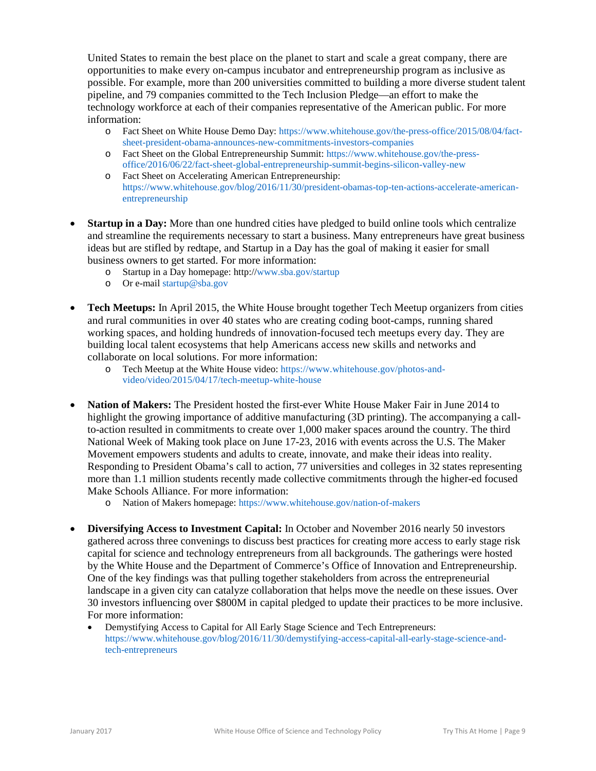United States to remain the best place on the planet to start and scale a great company, there are opportunities to make every on-campus incubator and entrepreneurship program as inclusive as possible. For example, more than 200 universities committed to building a more diverse student talent pipeline, and 79 companies committed to the Tech Inclusion Pledge—an effort to make the technology workforce at each of their companies representative of the American public. For more information:

  - Fact Sheet on White House Demo Day: https://www.whitehouse.gov/the-press-office/2015/08/04/fact-sheet-president-obama-announces-new-commitments-investors-companies
  - Fact Sheet on the Global Entrepreneurship Summit: https://www.whitehouse.gov/the-press-office/2016/06/22/fact-sheet-global-entrepreneurship-summit-begins-silicon-valley-new
  - Fact Sheet on Accelerating American Entrepreneurship: https://www.whitehouse.gov/blog/2016/11/30/president-obamas-top-ten-actions-accelerate-american-entrepreneurship

- **Startup in a Day:** More than one hundred cities have pledged to build online tools which centralize and streamline the requirements necessary to start a business. Many entrepreneurs have great business ideas but are stifled by redtape, and Startup in a Day has the goal of making it easier for small business owners to get started. For more information:
  - Startup in a Day homepage: http://www.sba.gov/startup
  - Or e-mail startup@sba.gov

- **Tech Meetups:** In April 2015, the White House brought together Tech Meetup organizers from cities and rural communities in over 40 states who are creating coding boot-camps, running shared working spaces, and holding hundreds of innovation-focused tech meetups every day. They are building local talent ecosystems that help Americans access new skills and networks and collaborate on local solutions. For more information:
  - Tech Meetup at the White House video: https://www.whitehouse.gov/photos-and-video/video/2015/04/17/tech-meetup-white-house

- **Nation of Makers:** The President hosted the first-ever White House Maker Fair in June 2014 to highlight the growing importance of additive manufacturing (3D printing). The accompanying a call-to-action resulted in commitments to create over 1,000 maker spaces around the country. The third National Week of Making took place on June 17-23, 2016 with events across the U.S. The Maker Movement empowers students and adults to create, innovate, and make their ideas into reality. Responding to President Obama's call to action, 77 universities and colleges in 32 states representing more than 1.1 million students recently made collective commitments through the higher-ed focused Make Schools Alliance. For more information:
  - Nation of Makers homepage: https://www.whitehouse.gov/nation-of-makers

- **Diversifying Access to Investment Capital:** In October and November 2016 nearly 50 investors gathered across three convenings to discuss best practices for creating more access to early stage risk capital for science and technology entrepreneurs from all backgrounds. The gatherings were hosted by the White House and the Department of Commerce's Office of Innovation and Entrepreneurship. One of the key findings was that pulling together stakeholders from across the entrepreneurial landscape in a given city can catalyze collaboration that helps move the needle on these issues. Over 30 investors influencing over $800M in capital pledged to update their practices to be more inclusive. For more information:
  - Demystifying Access to Capital for All Early Stage Science and Tech Entrepreneurs: https://www.whitehouse.gov/blog/2016/11/30/demystifying-access-capital-all-early-stage-science-and-tech-entrepreneurs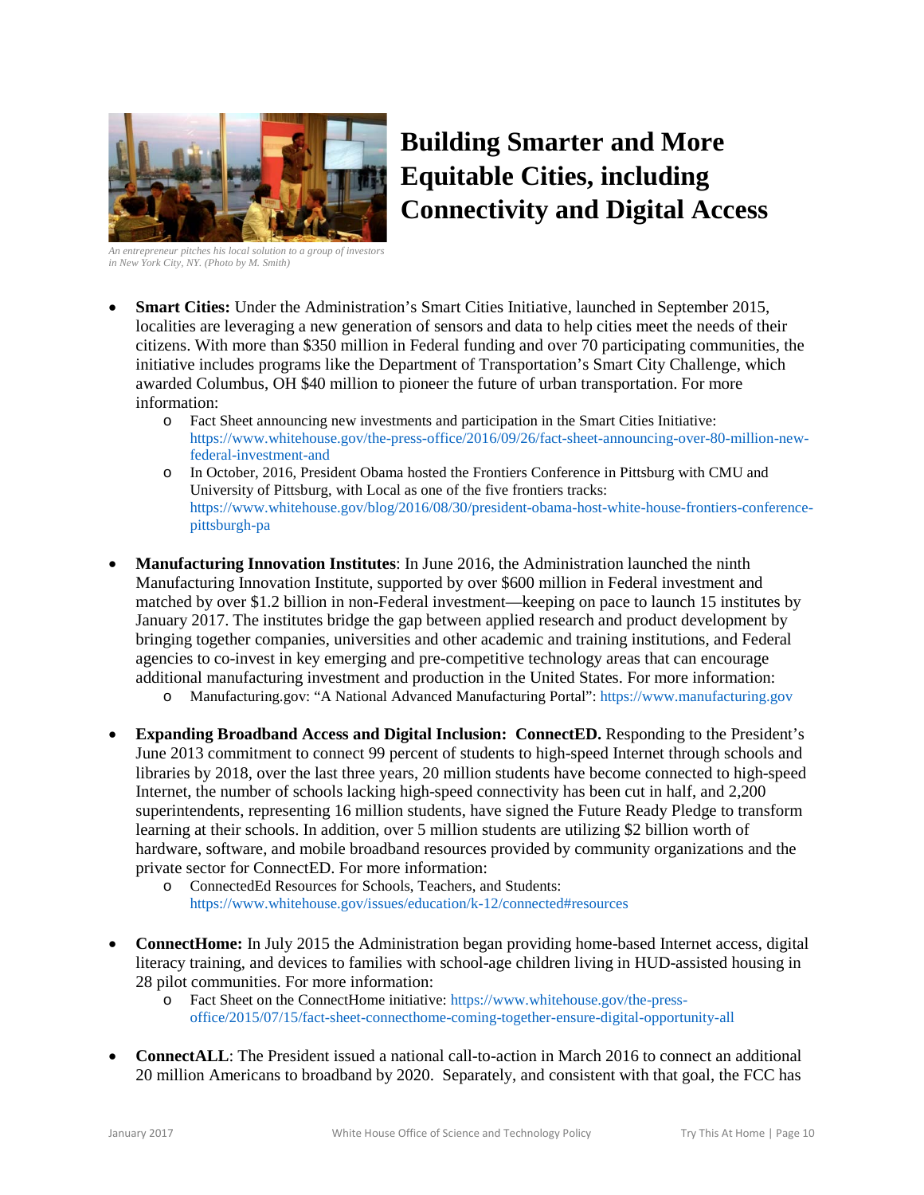# Building Smarter and More Equitable Cities, including Connectivity and Digital Access

*An entrepreneur pitches his local solution to a group of investors in New York City, NY. (Photo by M. Smith)*

- **Smart Cities:** Under the Administration's Smart Cities Initiative, launched in September 2015, localities are leveraging a new generation of sensors and data to help cities meet the needs of their citizens. With more than $350 million in Federal funding and over 70 participating communities, the initiative includes programs like the Department of Transportation's Smart City Challenge, which awarded Columbus, OH $40 million to pioneer the future of urban transportation. For more information:
  - Fact Sheet announcing new investments and participation in the Smart Cities Initiative: https://www.whitehouse.gov/the-press-office/2016/09/26/fact-sheet-announcing-over-80-million-new-federal-investment-and
  - In October, 2016, President Obama hosted the Frontiers Conference in Pittsburg with CMU and University of Pittsburg, with Local as one of the five frontiers tracks: https://www.whitehouse.gov/blog/2016/08/30/president-obama-host-white-house-frontiers-conference-pittsburgh-pa

- **Manufacturing Innovation Institutes**: In June 2016, the Administration launched the ninth Manufacturing Innovation Institute, supported by over $600 million in Federal investment and matched by over $1.2 billion in non-Federal investment—keeping on pace to launch 15 institutes by January 2017. The institutes bridge the gap between applied research and product development by bringing together companies, universities and other academic and training institutions, and Federal agencies to co-invest in key emerging and pre-competitive technology areas that can encourage additional manufacturing investment and production in the United States. For more information:
  - Manufacturing.gov: "A National Advanced Manufacturing Portal": https://www.manufacturing.gov

- **Expanding Broadband Access and Digital Inclusion: ConnectED.** Responding to the President's June 2013 commitment to connect 99 percent of students to high-speed Internet through schools and libraries by 2018, over the last three years, 20 million students have become connected to high-speed Internet, the number of schools lacking high-speed connectivity has been cut in half, and 2,200 superintendents, representing 16 million students, have signed the Future Ready Pledge to transform learning at their schools. In addition, over 5 million students are utilizing $2 billion worth of hardware, software, and mobile broadband resources provided by community organizations and the private sector for ConnectED. For more information:
  - ConnectedEd Resources for Schools, Teachers, and Students: https://www.whitehouse.gov/issues/education/k-12/connected#resources

- **ConnectHome:** In July 2015 the Administration began providing home-based Internet access, digital literacy training, and devices to families with school-age children living in HUD-assisted housing in 28 pilot communities. For more information:
  - Fact Sheet on the ConnectHome initiative: https://www.whitehouse.gov/the-press-office/2015/07/15/fact-sheet-connecthome-coming-together-ensure-digital-opportunity-all

- **ConnectALL**: The President issued a national call-to-action in March 2016 to connect an additional 20 million Americans to broadband by 2020. Separately, and consistent with that goal, the FCC has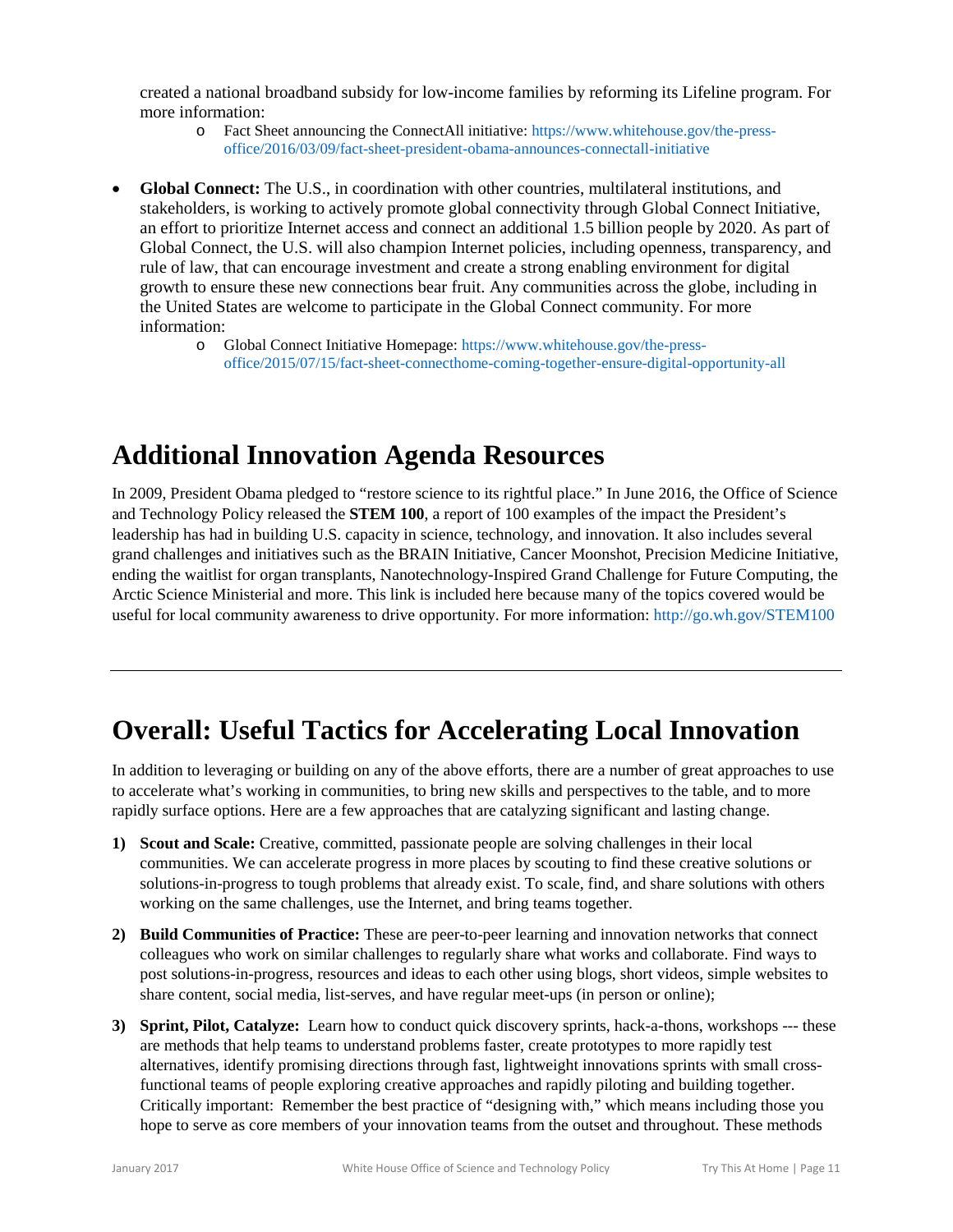created a national broadband subsidy for low-income families by reforming its Lifeline program. For more information:

  - Fact Sheet announcing the ConnectAll initiative: https://www.whitehouse.gov/the-press-office/2016/03/09/fact-sheet-president-obama-announces-connectall-initiative

- **Global Connect:** The U.S., in coordination with other countries, multilateral institutions, and stakeholders, is working to actively promote global connectivity through Global Connect Initiative, an effort to prioritize Internet access and connect an additional 1.5 billion people by 2020. As part of Global Connect, the U.S. will also champion Internet policies, including openness, transparency, and rule of law, that can encourage investment and create a strong enabling environment for digital growth to ensure these new connections bear fruit. Any communities across the globe, including in the United States are welcome to participate in the Global Connect community. For more information:
  - Global Connect Initiative Homepage: https://www.whitehouse.gov/the-press-office/2015/07/15/fact-sheet-connecthome-coming-together-ensure-digital-opportunity-all

# Additional Innovation Agenda Resources

In 2009, President Obama pledged to "restore science to its rightful place." In June 2016, the Office of Science and Technology Policy released the **STEM 100**, a report of 100 examples of the impact the President's leadership has had in building U.S. capacity in science, technology, and innovation. It also includes several grand challenges and initiatives such as the BRAIN Initiative, Cancer Moonshot, Precision Medicine Initiative, ending the waitlist for organ transplants, Nanotechnology-Inspired Grand Challenge for Future Computing, the Arctic Science Ministerial and more. This link is included here because many of the topics covered would be useful for local community awareness to drive opportunity. For more information: http://go.wh.gov/STEM100

---

# Overall: Useful Tactics for Accelerating Local Innovation

In addition to leveraging or building on any of the above efforts, there are a number of great approaches to use to accelerate what's working in communities, to bring new skills and perspectives to the table, and to more rapidly surface options. Here are a few approaches that are catalyzing significant and lasting change.

1) **Scout and Scale:** Creative, committed, passionate people are solving challenges in their local communities. We can accelerate progress in more places by scouting to find these creative solutions or solutions-in-progress to tough problems that already exist. To scale, find, and share solutions with others working on the same challenges, use the Internet, and bring teams together.

2) **Build Communities of Practice:** These are peer-to-peer learning and innovation networks that connect colleagues who work on similar challenges to regularly share what works and collaborate. Find ways to post solutions-in-progress, resources and ideas to each other using blogs, short videos, simple websites to share content, social media, list-serves, and have regular meet-ups (in person or online);

3) **Sprint, Pilot, Catalyze:** Learn how to conduct quick discovery sprints, hack-a-thons, workshops --- these are methods that help teams to understand problems faster, create prototypes to more rapidly test alternatives, identify promising directions through fast, lightweight innovations sprints with small cross-functional teams of people exploring creative approaches and rapidly piloting and building together. Critically important: Remember the best practice of "designing with," which means including those you hope to serve as core members of your innovation teams from the outset and throughout. These methods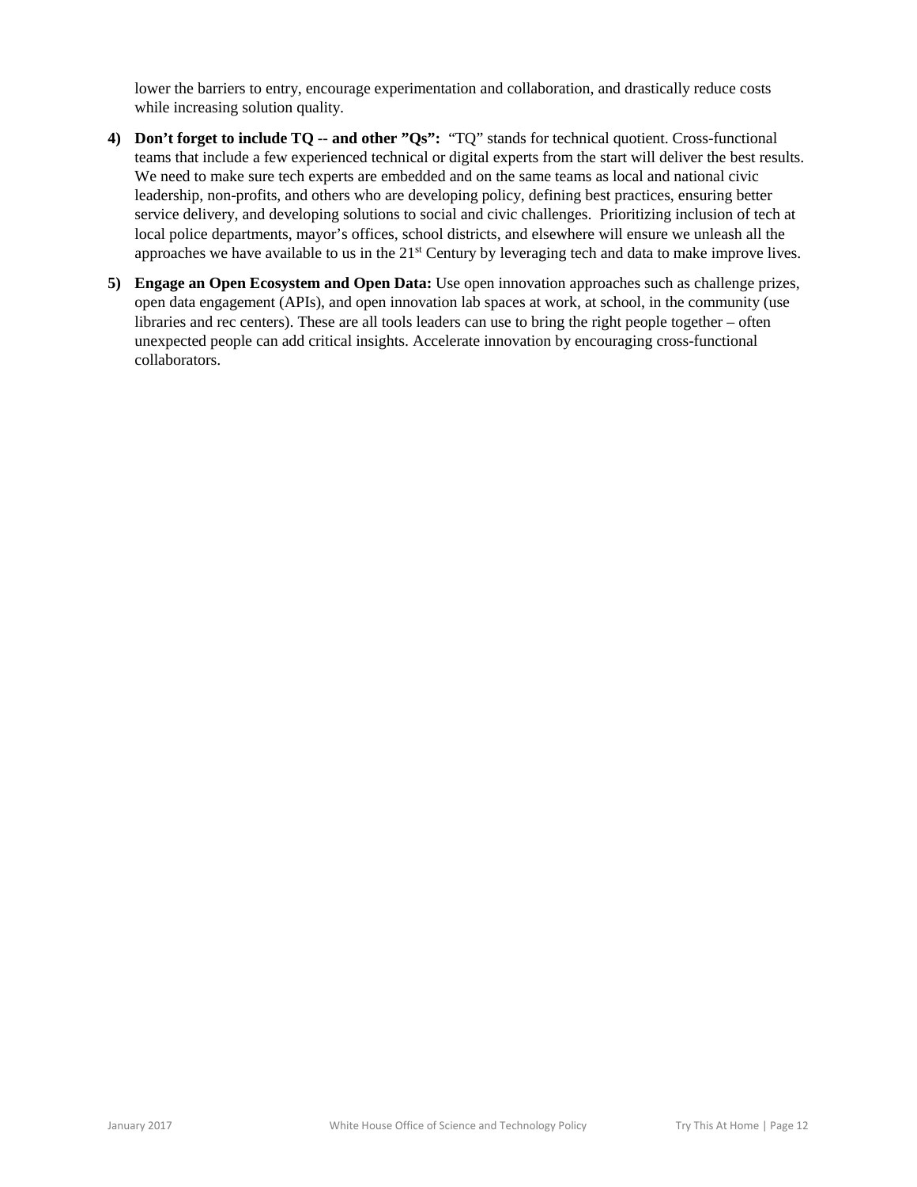lower the barriers to entry, encourage experimentation and collaboration, and drastically reduce costs while increasing solution quality.

4) **Don't forget to include TQ -- and other "Qs":** "TQ" stands for technical quotient. Cross-functional teams that include a few experienced technical or digital experts from the start will deliver the best results. We need to make sure tech experts are embedded and on the same teams as local and national civic leadership, non-profits, and others who are developing policy, defining best practices, ensuring better service delivery, and developing solutions to social and civic challenges. Prioritizing inclusion of tech at local police departments, mayor's offices, school districts, and elsewhere will ensure we unleash all the approaches we have available to us in the 21st Century by leveraging tech and data to make improve lives.

5) **Engage an Open Ecosystem and Open Data:** Use open innovation approaches such as challenge prizes, open data engagement (APIs), and open innovation lab spaces at work, at school, in the community (use libraries and rec centers). These are all tools leaders can use to bring the right people together – often unexpected people can add critical insights. Accelerate innovation by encouraging cross-functional collaborators.